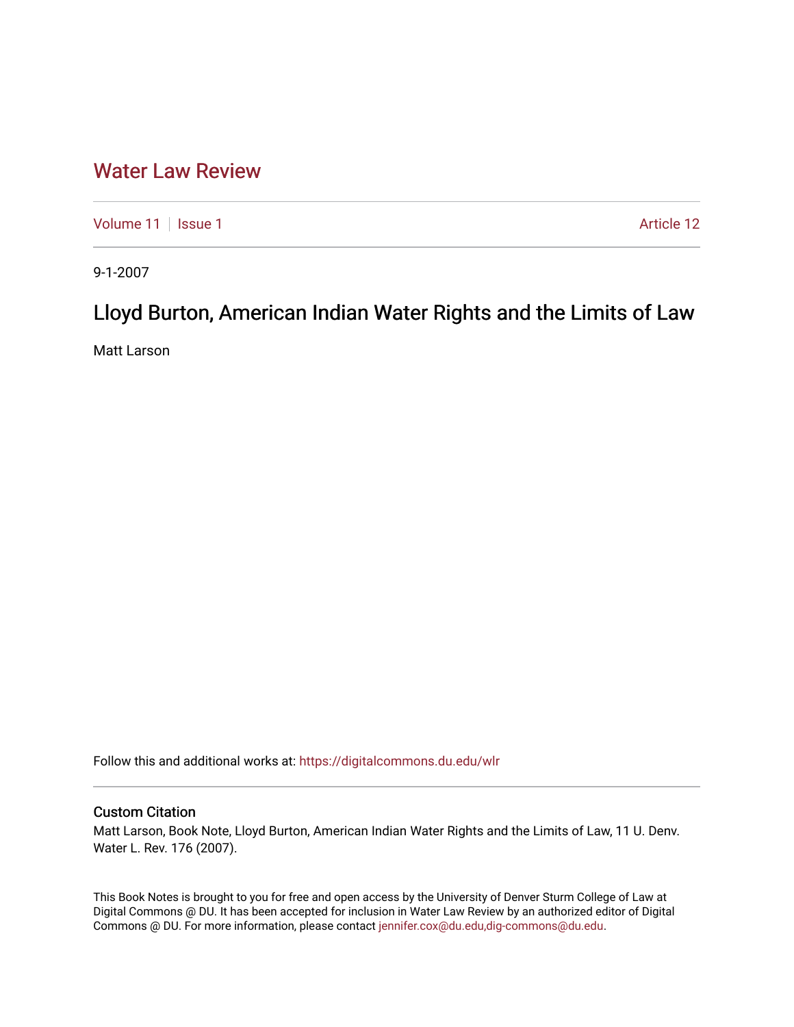# Water Law Review

Volume 11 | Issue 1 | Article 12

9-1-2007

## Lloyd Burton, American Indian Water Rights and the Limits of Law

Matt Larson

Follow this and additional works at: https://digitalcommons.du.edu/wlr

### Custom Citation

Matt Larson, Book Note, Lloyd Burton, American Indian Water Rights and the Limits of Law, 11 U. Denv. Water L. Rev. 176 (2007).

This Book Notes is brought to you for free and open access by the University of Denver Sturm College of Law at Digital Commons @ DU. It has been accepted for inclusion in Water Law Review by an authorized editor of Digital Commons @ DU. For more information, please contact jennifer.cox@du.edu,dig-commons@du.edu.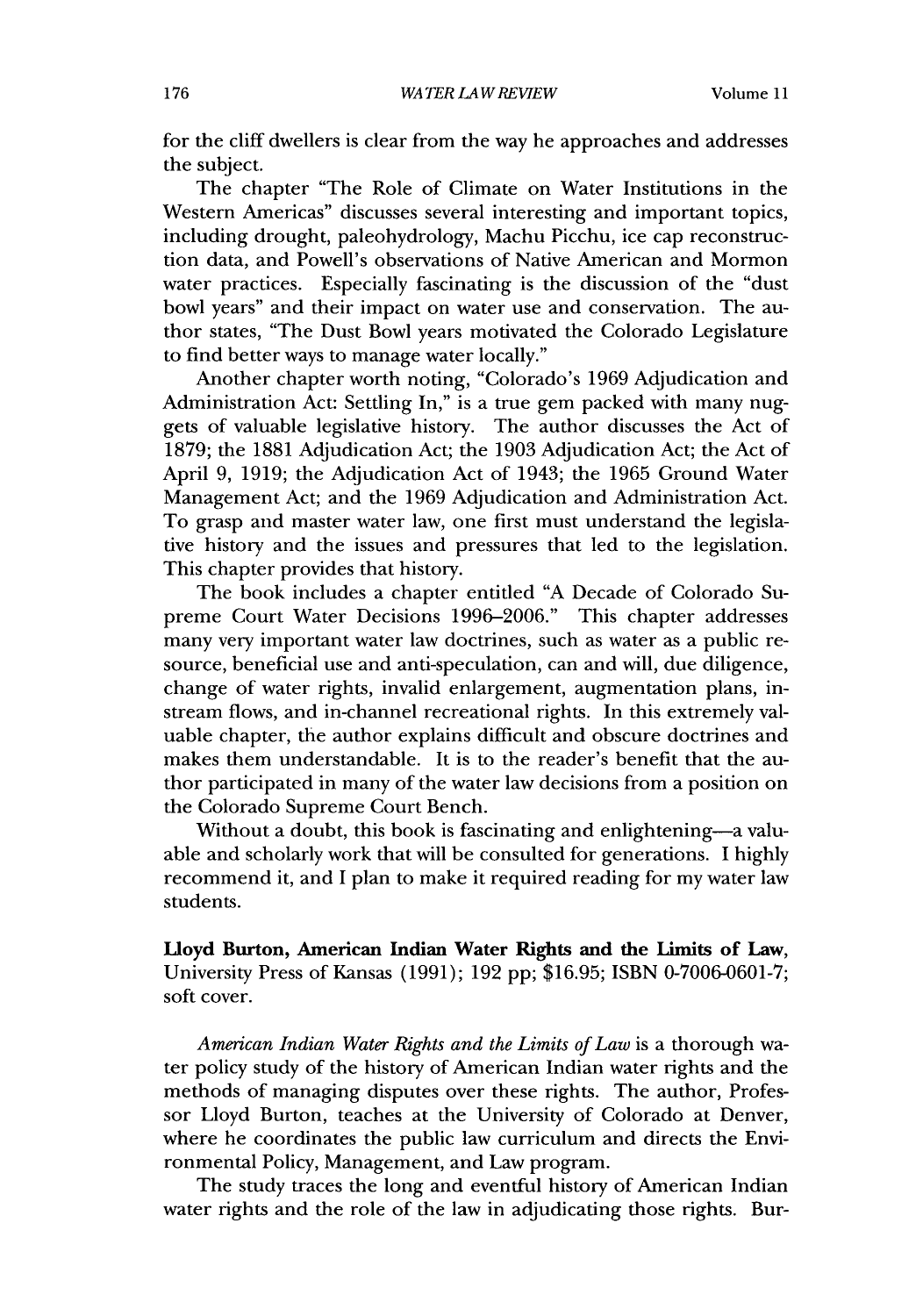for the cliff dwellers is clear from the way he approaches and addresses the subject.

The chapter "The Role of Climate on Water Institutions in the Western Americas" discusses several interesting and important topics, including drought, paleohydrology, Machu Picchu, ice cap reconstruction data, and Powell's observations of Native American and Mormon water practices. Especially fascinating is the discussion of the "dust bowl years" and their impact on water use and conservation. The author states, "The Dust Bowl years motivated the Colorado Legislature to find better ways to manage water locally."

Another chapter worth noting, "Colorado's 1969 Adjudication and Administration Act: Settling In," is a true gem packed with many nuggets of valuable legislative history. The author discusses the Act of 1879; the 1881 Adjudication Act; the 1903 Adjudication Act; the Act of April 9, 1919; the Adjudication Act of 1943; the 1965 Ground Water Management Act; and the 1969 Adjudication and Administration Act. To grasp and master water law, one first must understand the legislative history and the issues and pressures that led to the legislation. This chapter provides that history.

The book includes a chapter entitled "A Decade of Colorado Supreme Court Water Decisions 1996–2006." This chapter addresses many very important water law doctrines, such as water as a public resource, beneficial use and anti-speculation, can and will, due diligence, change of water rights, invalid enlargement, augmentation plans, instream flows, and in-channel recreational rights. In this extremely valuable chapter, the author explains difficult and obscure doctrines and makes them understandable. It is to the reader's benefit that the author participated in many of the water law decisions from a position on the Colorado Supreme Court Bench.

Without a doubt, this book is fascinating and enlightening—a valuable and scholarly work that will be consulted for generations. I highly recommend it, and I plan to make it required reading for my water law students.

**Lloyd Burton, American Indian Water Rights and the Limits of Law**, University Press of Kansas (1991); 192 pp; $16.95; ISBN 0-7006-0601-7; soft cover.

*American Indian Water Rights and the Limits of Law* is a thorough water policy study of the history of American Indian water rights and the methods of managing disputes over these rights. The author, Professor Lloyd Burton, teaches at the University of Colorado at Denver, where he coordinates the public law curriculum and directs the Environmental Policy, Management, and Law program.

The study traces the long and eventful history of American Indian water rights and the role of the law in adjudicating those rights. Bur-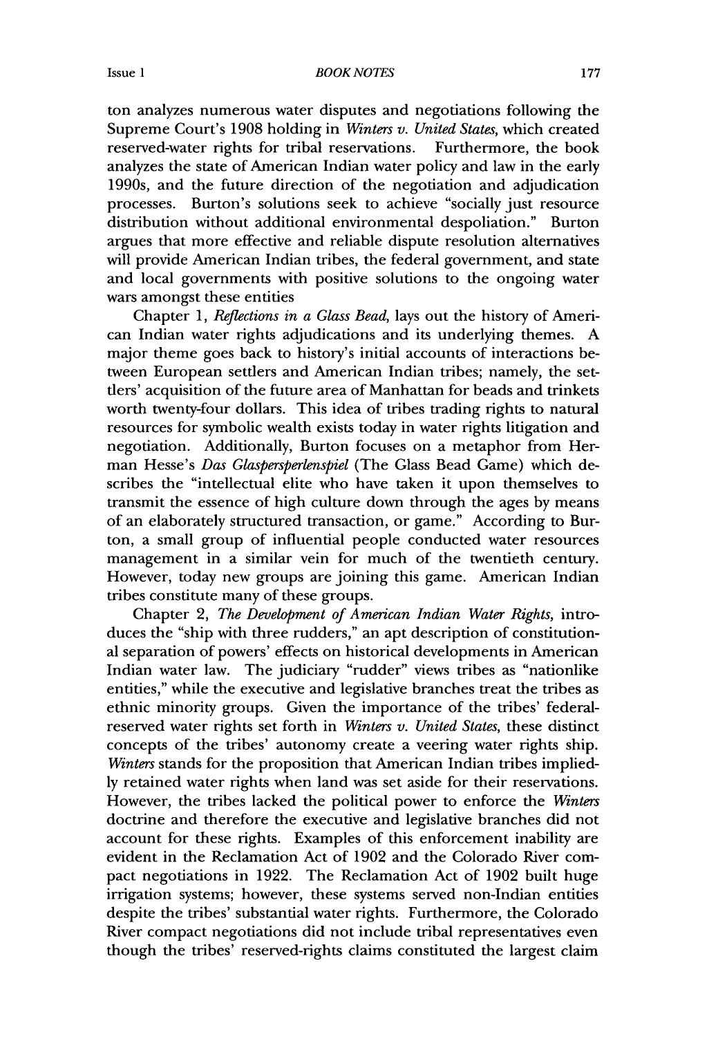ton analyzes numerous water disputes and negotiations following the Supreme Court's 1908 holding in *Winters v. United States*, which created reserved-water rights for tribal reservations. Furthermore, the book analyzes the state of American Indian water policy and law in the early 1990s, and the future direction of the negotiation and adjudication processes. Burton's solutions seek to achieve "socially just resource distribution without additional environmental despoliation." Burton argues that more effective and reliable dispute resolution alternatives will provide American Indian tribes, the federal government, and state and local governments with positive solutions to the ongoing water wars amongst these entities

Chapter 1, *Reflections in a Glass Bead*, lays out the history of American Indian water rights adjudications and its underlying themes. A major theme goes back to history's initial accounts of interactions between European settlers and American Indian tribes; namely, the settlers' acquisition of the future area of Manhattan for beads and trinkets worth twenty-four dollars. This idea of tribes trading rights to natural resources for symbolic wealth exists today in water rights litigation and negotiation. Additionally, Burton focuses on a metaphor from Herman Hesse's *Das Glasperspерlenspiel* (The Glass Bead Game) which describes the "intellectual elite who have taken it upon themselves to transmit the essence of high culture down through the ages by means of an elaborately structured transaction, or game." According to Burton, a small group of influential people conducted water resources management in a similar vein for much of the twentieth century. However, today new groups are joining this game. American Indian tribes constitute many of these groups.

Chapter 2, *The Development of American Indian Water Rights*, introduces the "ship with three rudders," an apt description of constitutional separation of powers' effects on historical developments in American Indian water law. The judiciary "rudder" views tribes as "nationlike entities," while the executive and legislative branches treat the tribes as ethnic minority groups. Given the importance of the tribes' federal-reserved water rights set forth in *Winters v. United States*, these distinct concepts of the tribes' autonomy create a veering water rights ship. *Winters* stands for the proposition that American Indian tribes impliedly retained water rights when land was set aside for their reservations. However, the tribes lacked the political power to enforce the *Winters* doctrine and therefore the executive and legislative branches did not account for these rights. Examples of this enforcement inability are evident in the Reclamation Act of 1902 and the Colorado River compact negotiations in 1922. The Reclamation Act of 1902 built huge irrigation systems; however, these systems served non-Indian entities despite the tribes' substantial water rights. Furthermore, the Colorado River compact negotiations did not include tribal representatives even though the tribes' reserved-rights claims constituted the largest claim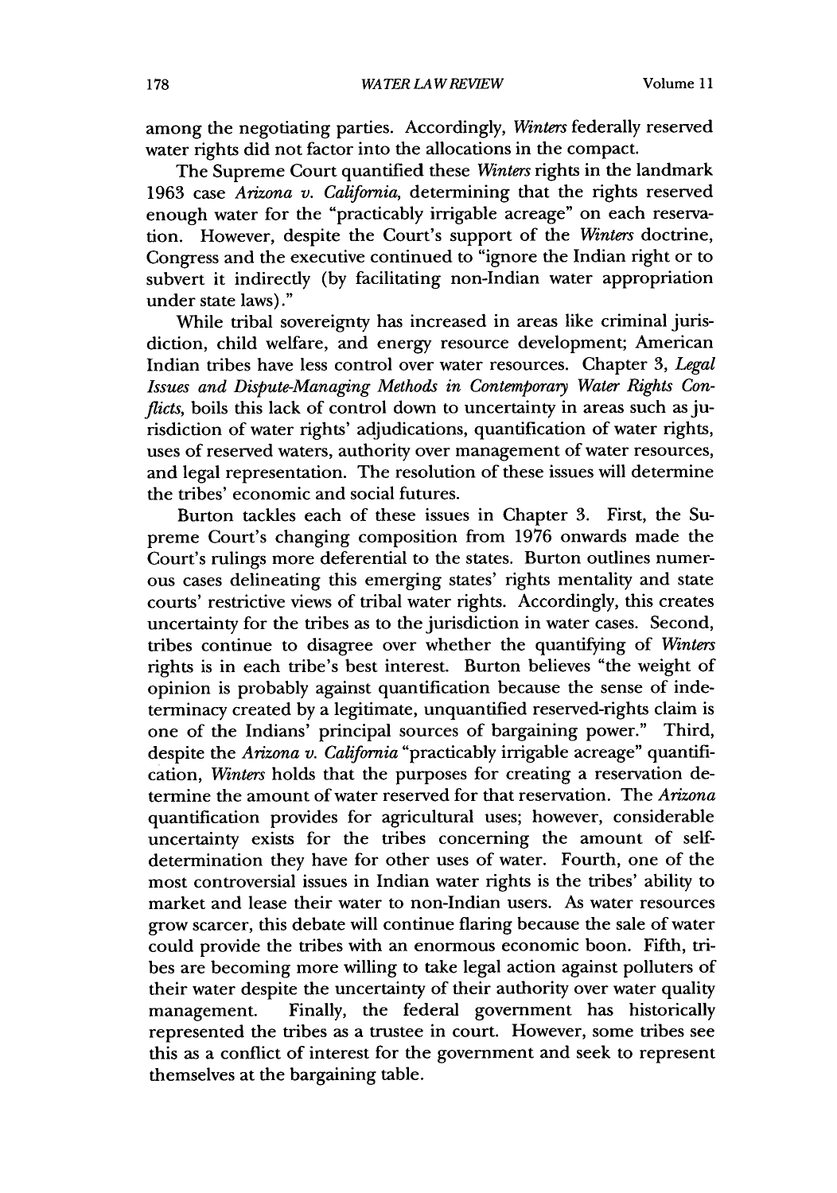among the negotiating parties. Accordingly, *Winters* federally reserved water rights did not factor into the allocations in the compact.

The Supreme Court quantified these *Winters* rights in the landmark 1963 case *Arizona v. California*, determining that the rights reserved enough water for the "practicably irrigable acreage" on each reservation. However, despite the Court's support of the *Winters* doctrine, Congress and the executive continued to "ignore the Indian right or to subvert it indirectly (by facilitating non-Indian water appropriation under state laws)."

While tribal sovereignty has increased in areas like criminal jurisdiction, child welfare, and energy resource development; American Indian tribes have less control over water resources. Chapter 3, *Legal Issues and Dispute-Managing Methods in Contemporary Water Rights Conflicts*, boils this lack of control down to uncertainty in areas such as jurisdiction of water rights' adjudications, quantification of water rights, uses of reserved waters, authority over management of water resources, and legal representation. The resolution of these issues will determine the tribes' economic and social futures.

Burton tackles each of these issues in Chapter 3. First, the Supreme Court's changing composition from 1976 onwards made the Court's rulings more deferential to the states. Burton outlines numerous cases delineating this emerging states' rights mentality and state courts' restrictive views of tribal water rights. Accordingly, this creates uncertainty for the tribes as to the jurisdiction in water cases. Second, tribes continue to disagree over whether the quantifying of *Winters* rights is in each tribe's best interest. Burton believes "the weight of opinion is probably against quantification because the sense of indeterminacy created by a legitimate, unquantified reserved-rights claim is one of the Indians' principal sources of bargaining power." Third, despite the *Arizona v. California* "practicably irrigable acreage" quantification, *Winters* holds that the purposes for creating a reservation determine the amount of water reserved for that reservation. The *Arizona* quantification provides for agricultural uses; however, considerable uncertainty exists for the tribes concerning the amount of self-determination they have for other uses of water. Fourth, one of the most controversial issues in Indian water rights is the tribes' ability to market and lease their water to non-Indian users. As water resources grow scarcer, this debate will continue flaring because the sale of water could provide the tribes with an enormous economic boon. Fifth, tribes are becoming more willing to take legal action against polluters of their water despite the uncertainty of their authority over water quality management. Finally, the federal government has historically represented the tribes as a trustee in court. However, some tribes see this as a conflict of interest for the government and seek to represent themselves at the bargaining table.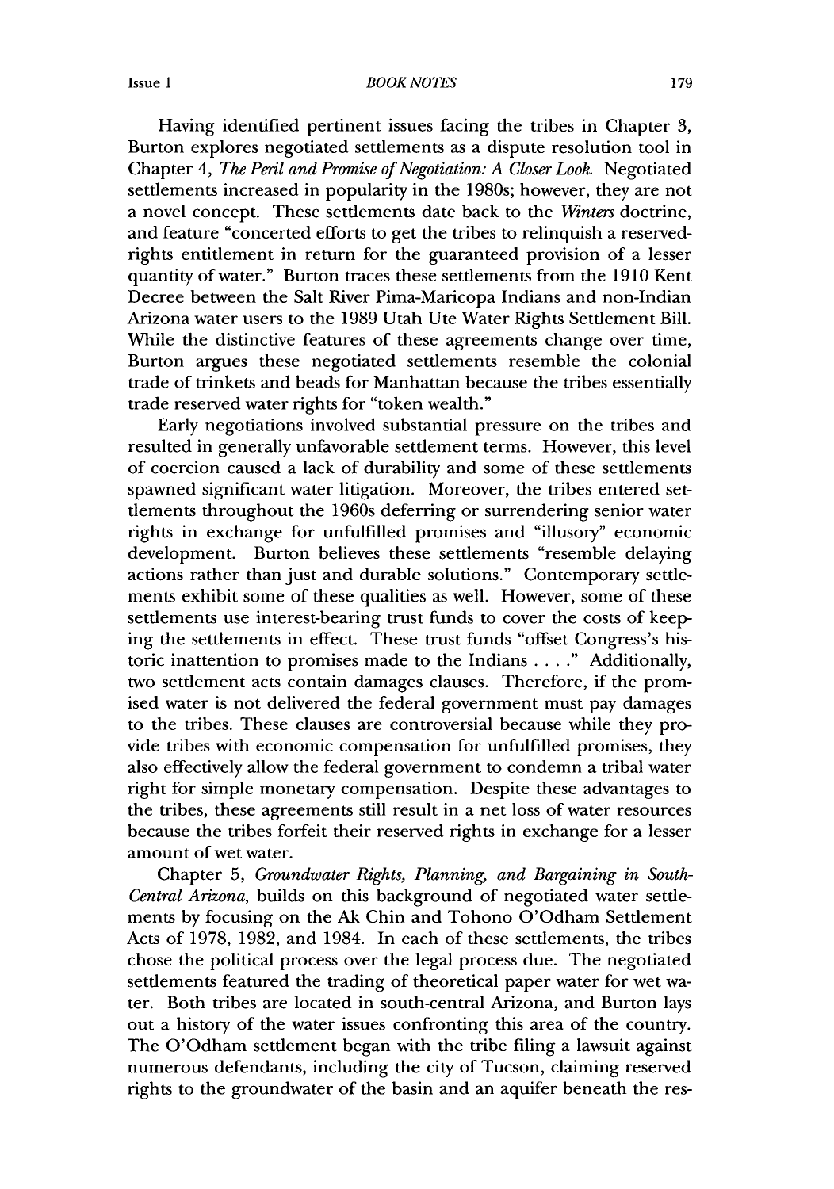Having identified pertinent issues facing the tribes in Chapter 3, Burton explores negotiated settlements as a dispute resolution tool in Chapter 4, *The Peril and Promise of Negotiation: A Closer Look.* Negotiated settlements increased in popularity in the 1980s; however, they are not a novel concept. These settlements date back to the *Winters* doctrine, and feature "concerted efforts to get the tribes to relinquish a reserved-rights entitlement in return for the guaranteed provision of a lesser quantity of water." Burton traces these settlements from the 1910 Kent Decree between the Salt River Pima-Maricopa Indians and non-Indian Arizona water users to the 1989 Utah Ute Water Rights Settlement Bill. While the distinctive features of these agreements change over time, Burton argues these negotiated settlements resemble the colonial trade of trinkets and beads for Manhattan because the tribes essentially trade reserved water rights for "token wealth."

Early negotiations involved substantial pressure on the tribes and resulted in generally unfavorable settlement terms. However, this level of coercion caused a lack of durability and some of these settlements spawned significant water litigation. Moreover, the tribes entered settlements throughout the 1960s deferring or surrendering senior water rights in exchange for unfulfilled promises and "illusory" economic development. Burton believes these settlements "resemble delaying actions rather than just and durable solutions." Contemporary settlements exhibit some of these qualities as well. However, some of these settlements use interest-bearing trust funds to cover the costs of keeping the settlements in effect. These trust funds "offset Congress's historic inattention to promises made to the Indians . . . ." Additionally, two settlement acts contain damages clauses. Therefore, if the promised water is not delivered the federal government must pay damages to the tribes. These clauses are controversial because while they provide tribes with economic compensation for unfulfilled promises, they also effectively allow the federal government to condemn a tribal water right for simple monetary compensation. Despite these advantages to the tribes, these agreements still result in a net loss of water resources because the tribes forfeit their reserved rights in exchange for a lesser amount of wet water.

Chapter 5, *Groundwater Rights, Planning, and Bargaining in South-Central Arizona*, builds on this background of negotiated water settlements by focusing on the Ak Chin and Tohono O'Odham Settlement Acts of 1978, 1982, and 1984. In each of these settlements, the tribes chose the political process over the legal process due. The negotiated settlements featured the trading of theoretical paper water for wet water. Both tribes are located in south-central Arizona, and Burton lays out a history of the water issues confronting this area of the country. The O'Odham settlement began with the tribe filing a lawsuit against numerous defendants, including the city of Tucson, claiming reserved rights to the groundwater of the basin and an aquifer beneath the res-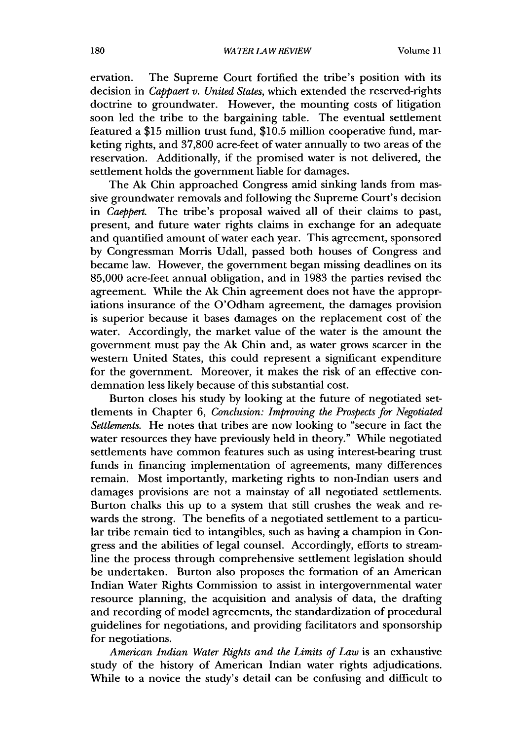ervation. The Supreme Court fortified the tribe's position with its decision in *Cappaert v. United States*, which extended the reserved-rights doctrine to groundwater. However, the mounting costs of litigation soon led the tribe to the bargaining table. The eventual settlement featured a $15 million trust fund, $10.5 million cooperative fund, marketing rights, and 37,800 acre-feet of water annually to two areas of the reservation. Additionally, if the promised water is not delivered, the settlement holds the government liable for damages.

The Ak Chin approached Congress amid sinking lands from massive groundwater removals and following the Supreme Court's decision in *Caeppert*. The tribe's proposal waived all of their claims to past, present, and future water rights claims in exchange for an adequate and quantified amount of water each year. This agreement, sponsored by Congressman Morris Udall, passed both houses of Congress and became law. However, the government began missing deadlines on its 85,000 acre-feet annual obligation, and in 1983 the parties revised the agreement. While the Ak Chin agreement does not have the appropriations insurance of the O'Odham agreement, the damages provision is superior because it bases damages on the replacement cost of the water. Accordingly, the market value of the water is the amount the government must pay the Ak Chin and, as water grows scarcer in the western United States, this could represent a significant expenditure for the government. Moreover, it makes the risk of an effective condemnation less likely because of this substantial cost.

Burton closes his study by looking at the future of negotiated settlements in Chapter 6, *Conclusion: Improving the Prospects for Negotiated Settlements*. He notes that tribes are now looking to "secure in fact the water resources they have previously held in theory." While negotiated settlements have common features such as using interest-bearing trust funds in financing implementation of agreements, many differences remain. Most importantly, marketing rights to non-Indian users and damages provisions are not a mainstay of all negotiated settlements. Burton chalks this up to a system that still crushes the weak and rewards the strong. The benefits of a negotiated settlement to a particular tribe remain tied to intangibles, such as having a champion in Congress and the abilities of legal counsel. Accordingly, efforts to streamline the process through comprehensive settlement legislation should be undertaken. Burton also proposes the formation of an American Indian Water Rights Commission to assist in intergovernmental water resource planning, the acquisition and analysis of data, the drafting and recording of model agreements, the standardization of procedural guidelines for negotiations, and providing facilitators and sponsorship for negotiations.

*American Indian Water Rights and the Limits of Law* is an exhaustive study of the history of American Indian water rights adjudications. While to a novice the study's detail can be confusing and difficult to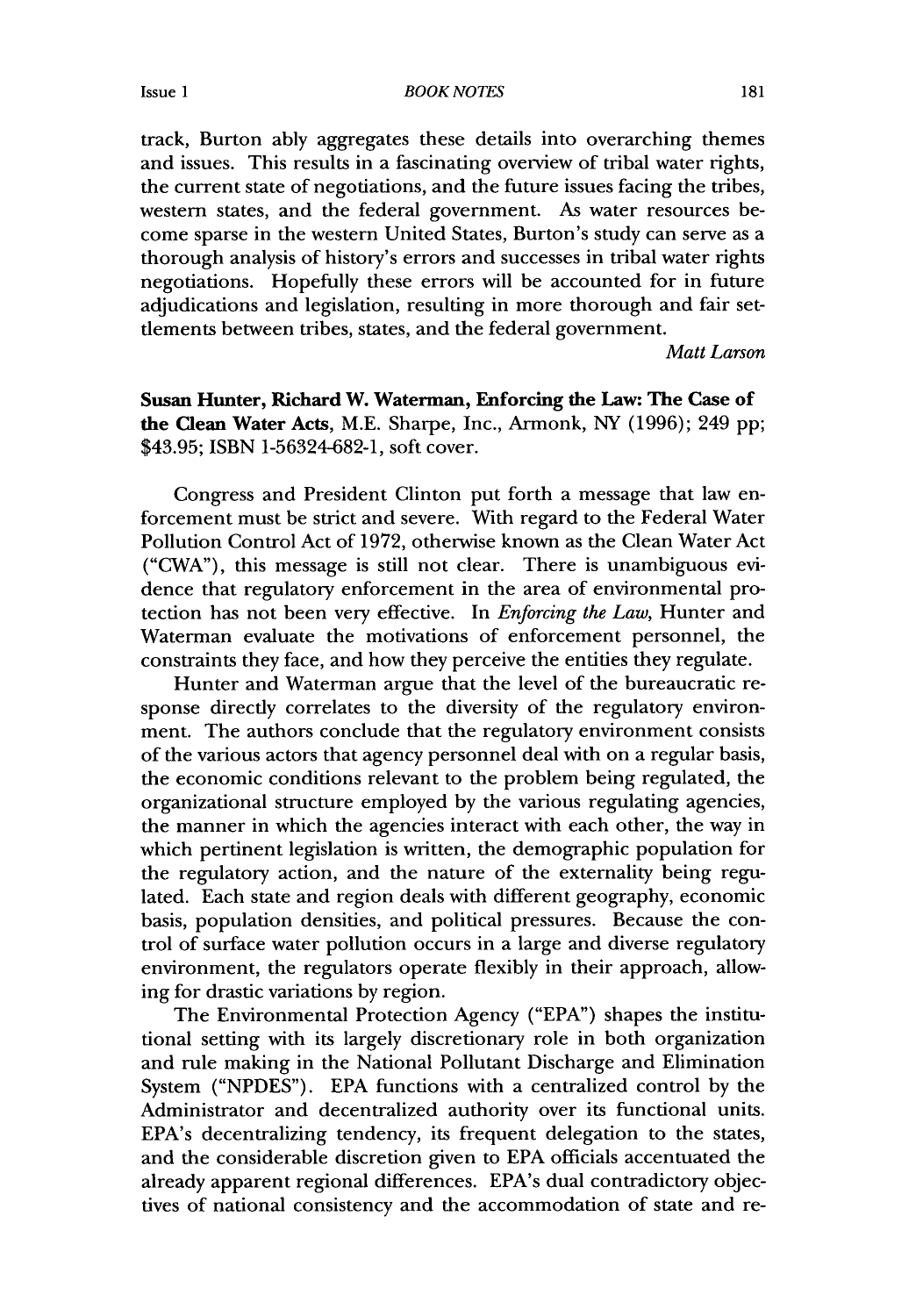track, Burton ably aggregates these details into overarching themes and issues. This results in a fascinating overview of tribal water rights, the current state of negotiations, and the future issues facing the tribes, western states, and the federal government. As water resources become sparse in the western United States, Burton's study can serve as a thorough analysis of history's errors and successes in tribal water rights negotiations. Hopefully these errors will be accounted for in future adjudications and legislation, resulting in more thorough and fair settlements between tribes, states, and the federal government.

*Matt Larson*

**Susan Hunter, Richard W. Waterman, Enforcing the Law: The Case of the Clean Water Acts**, M.E. Sharpe, Inc., Armonk, NY (1996); 249 pp; $43.95; ISBN 1-56324-682-1, soft cover.

Congress and President Clinton put forth a message that law enforcement must be strict and severe. With regard to the Federal Water Pollution Control Act of 1972, otherwise known as the Clean Water Act ("CWA"), this message is still not clear. There is unambiguous evidence that regulatory enforcement in the area of environmental protection has not been very effective. In *Enforcing the Law*, Hunter and Waterman evaluate the motivations of enforcement personnel, the constraints they face, and how they perceive the entities they regulate.

Hunter and Waterman argue that the level of the bureaucratic response directly correlates to the diversity of the regulatory environment. The authors conclude that the regulatory environment consists of the various actors that agency personnel deal with on a regular basis, the economic conditions relevant to the problem being regulated, the organizational structure employed by the various regulating agencies, the manner in which the agencies interact with each other, the way in which pertinent legislation is written, the demographic population for the regulatory action, and the nature of the externality being regulated. Each state and region deals with different geography, economic basis, population densities, and political pressures. Because the control of surface water pollution occurs in a large and diverse regulatory environment, the regulators operate flexibly in their approach, allowing for drastic variations by region.

The Environmental Protection Agency ("EPA") shapes the institutional setting with its largely discretionary role in both organization and rule making in the National Pollutant Discharge and Elimination System ("NPDES"). EPA functions with a centralized control by the Administrator and decentralized authority over its functional units. EPA's decentralizing tendency, its frequent delegation to the states, and the considerable discretion given to EPA officials accentuated the already apparent regional differences. EPA's dual contradictory objectives of national consistency and the accommodation of state and re-